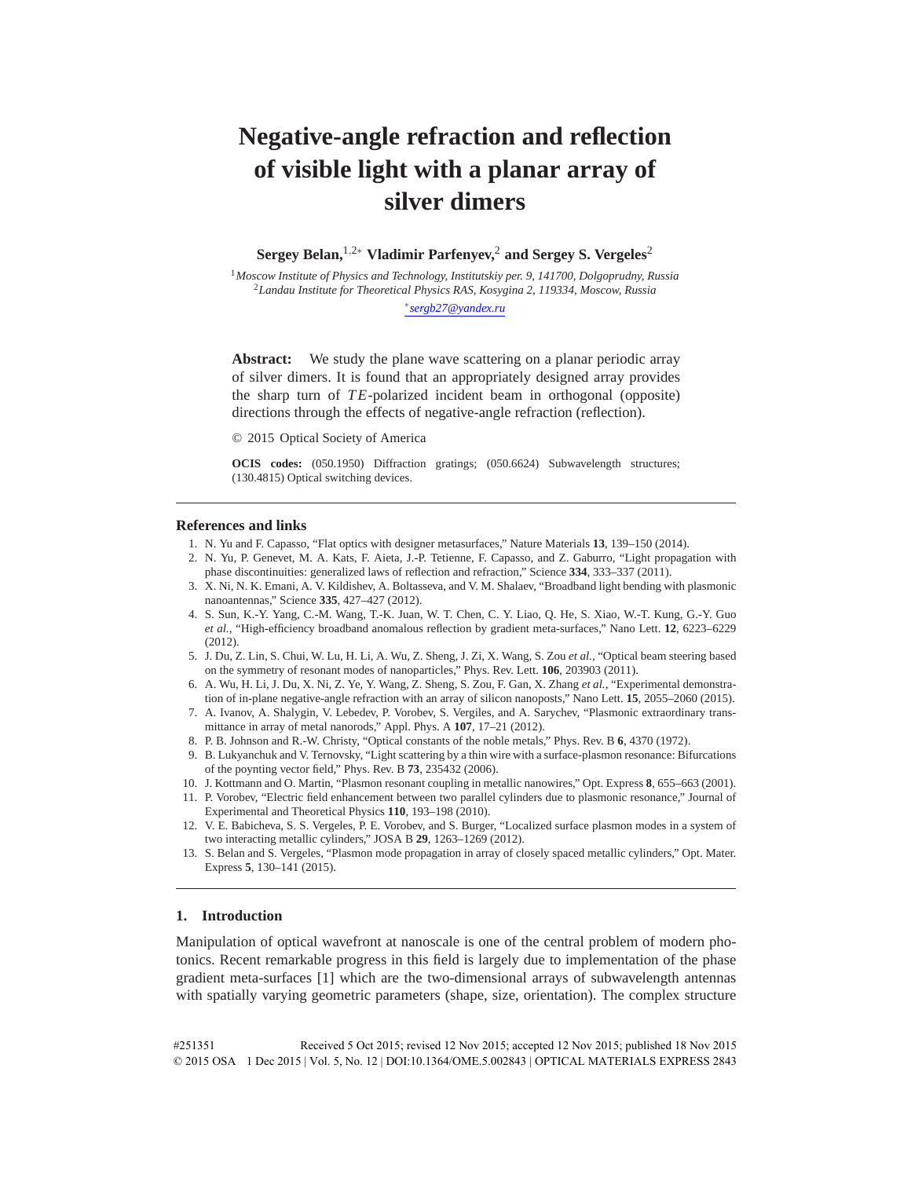# Negative-angle refraction and reflection of visible light with a planar array of silver dimers

**Sergey Belan,[1,2*] Vladimir Parfenyev,[2] and Sergey S. Vergeles[2]**

[1] *Moscow Institute of Physics and Technology, Institutskiy per. 9, 141700, Dolgoprudny, Russia*
[2] *Landau Institute for Theoretical Physics RAS, Kosygina 2, 119334, Moscow, Russia*
[*] *sergb27@yandex.ru*

**Abstract:** We study the plane wave scattering on a planar periodic array of silver dimers. It is found that an appropriately designed array provides the sharp turn of $TE$-polarized incident beam in orthogonal (opposite) directions through the effects of negative-angle refraction (reflection).

© 2015 Optical Society of America

**OCIS codes:** (050.1950) Diffraction gratings; (050.6624) Subwavelength structures; (130.4815) Optical switching devices.

### References and links

1. N. Yu and F. Capasso, "Flat optics with designer metasurfaces," Nature Materials **13**, 139–150 (2014).
2. N. Yu, P. Genevet, M. A. Kats, F. Aieta, J.-P. Tetienne, F. Capasso, and Z. Gaburro, "Light propagation with phase discontinuities: generalized laws of reflection and refraction," Science **334**, 333–337 (2011).
3. X. Ni, N. K. Emani, A. V. Kildishev, A. Boltasseva, and V. M. Shalaev, "Broadband light bending with plasmonic nanoantennas," Science **335**, 427–427 (2012).
4. S. Sun, K.-Y. Yang, C.-M. Wang, T.-K. Juan, W. T. Chen, C. Y. Liao, Q. He, S. Xiao, W.-T. Kung, G.-Y. Guo *et al.*, "High-efficiency broadband anomalous reflection by gradient meta-surfaces," Nano Lett. **12**, 6223–6229 (2012).
5. J. Du, Z. Lin, S. Chui, W. Lu, H. Li, A. Wu, Z. Sheng, J. Zi, X. Wang, S. Zou *et al.*, "Optical beam steering based on the symmetry of resonant modes of nanoparticles," Phys. Rev. Lett. **106**, 203903 (2011).
6. A. Wu, H. Li, J. Du, X. Ni, Z. Ye, Y. Wang, Z. Sheng, S. Zou, F. Gan, X. Zhang *et al.*, "Experimental demonstration of in-plane negative-angle refraction with an array of silicon nanoposts," Nano Lett. **15**, 2055–2060 (2015).
7. A. Ivanov, A. Shalygin, V. Lebedev, P. Vorobev, S. Vergiles, and A. Sarychev, "Plasmonic extraordinary transmittance in array of metal nanorods," Appl. Phys. A **107**, 17–21 (2012).
8. P. B. Johnson and R.-W. Christy, "Optical constants of the noble metals," Phys. Rev. B **6**, 4370 (1972).
9. B. Lukyanchuk and V. Ternovsky, "Light scattering by a thin wire with a surface-plasmon resonance: Bifurcations of the poynting vector field," Phys. Rev. B **73**, 235432 (2006).
10. J. Kottmann and O. Martin, "Plasmon resonant coupling in metallic nanowires," Opt. Express **8**, 655–663 (2001).
11. P. Vorobev, "Electric field enhancement between two parallel cylinders due to plasmonic resonance," Journal of Experimental and Theoretical Physics **110**, 193–198 (2010).
12. V. E. Babicheva, S. S. Vergeles, P. E. Vorobev, and S. Burger, "Localized surface plasmon modes in a system of two interacting metallic cylinders," JOSA B **29**, 1263–1269 (2012).
13. S. Belan and S. Vergeles, "Plasmon mode propagation in array of closely spaced metallic cylinders," Opt. Mater. Express **5**, 130–141 (2015).

## 1. Introduction

Manipulation of optical wavefront at nanoscale is one of the central problem of modern photonics. Recent remarkable progress in this field is largely due to implementation of the phase gradient meta-surfaces [1] which are the two-dimensional arrays of subwavelength antennas with spatially varying geometric parameters (shape, size, orientation). The complex structure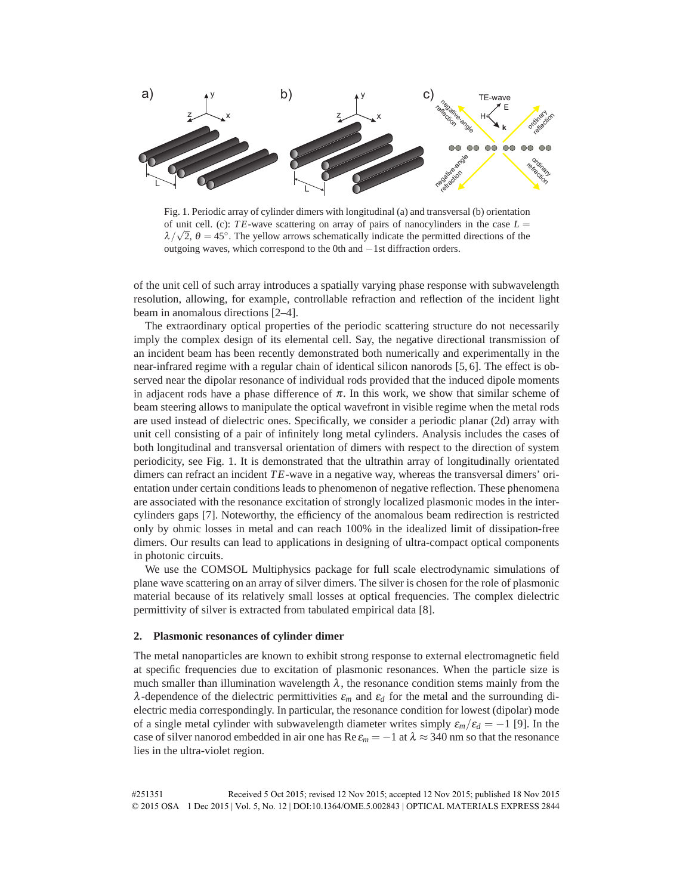Fig. 1. Periodic array of cylinder dimers with longitudinal (a) and transversal (b) orientation of unit cell. (c): $TE$-wave scattering on array of pairs of nanocylinders in the case $L = \lambda/\sqrt{2}$, $\theta = 45^{\circ}$. The yellow arrows schematically indicate the permitted directions of the outgoing waves, which correspond to the 0th and $-1$st diffraction orders.

of the unit cell of such array introduces a spatially varying phase response with subwavelength resolution, allowing, for example, controllable refraction and reflection of the incident light beam in anomalous directions [2–4].

The extraordinary optical properties of the periodic scattering structure do not necessarily imply the complex design of its elemental cell. Say, the negative directional transmission of an incident beam has been recently demonstrated both numerically and experimentally in the near-infrared regime with a regular chain of identical silicon nanorods [5, 6]. The effect is observed near the dipolar resonance of individual rods provided that the induced dipole moments in adjacent rods have a phase difference of $\pi$. In this work, we show that similar scheme of beam steering allows to manipulate the optical wavefront in visible regime when the metal rods are used instead of dielectric ones. Specifically, we consider a periodic planar (2d) array with unit cell consisting of a pair of infinitely long metal cylinders. Analysis includes the cases of both longitudinal and transversal orientation of dimers with respect to the direction of system periodicity, see Fig. 1. It is demonstrated that the ultrathin array of longitudinally orientated dimers can refract an incident $TE$-wave in a negative way, whereas the transversal dimers' orientation under certain conditions leads to phenomenon of negative reflection. These phenomena are associated with the resonance excitation of strongly localized plasmonic modes in the inter-cylinders gaps [7]. Noteworthy, the efficiency of the anomalous beam redirection is restricted only by ohmic losses in metal and can reach 100% in the idealized limit of dissipation-free dimers. Our results can lead to applications in designing of ultra-compact optical components in photonic circuits.

We use the COMSOL Multiphysics package for full scale electrodynamic simulations of plane wave scattering on an array of silver dimers. The silver is chosen for the role of plasmonic material because of its relatively small losses at optical frequencies. The complex dielectric permittivity of silver is extracted from tabulated empirical data [8].

## 2. Plasmonic resonances of cylinder dimer

The metal nanoparticles are known to exhibit strong response to external electromagnetic field at specific frequencies due to excitation of plasmonic resonances. When the particle size is much smaller than illumination wavelength $\lambda$, the resonance condition stems mainly from the $\lambda$-dependence of the dielectric permittivities $\varepsilon_m$ and $\varepsilon_d$ for the metal and the surrounding dielectric media correspondingly. In particular, the resonance condition for lowest (dipolar) mode of a single metal cylinder with subwavelength diameter writes simply $\varepsilon_m/\varepsilon_d = -1$ [9]. In the case of silver nanorod embedded in air one has $\mathrm{Re}\,\varepsilon_m = -1$ at $\lambda \approx 340$ nm so that the resonance lies in the ultra-violet region.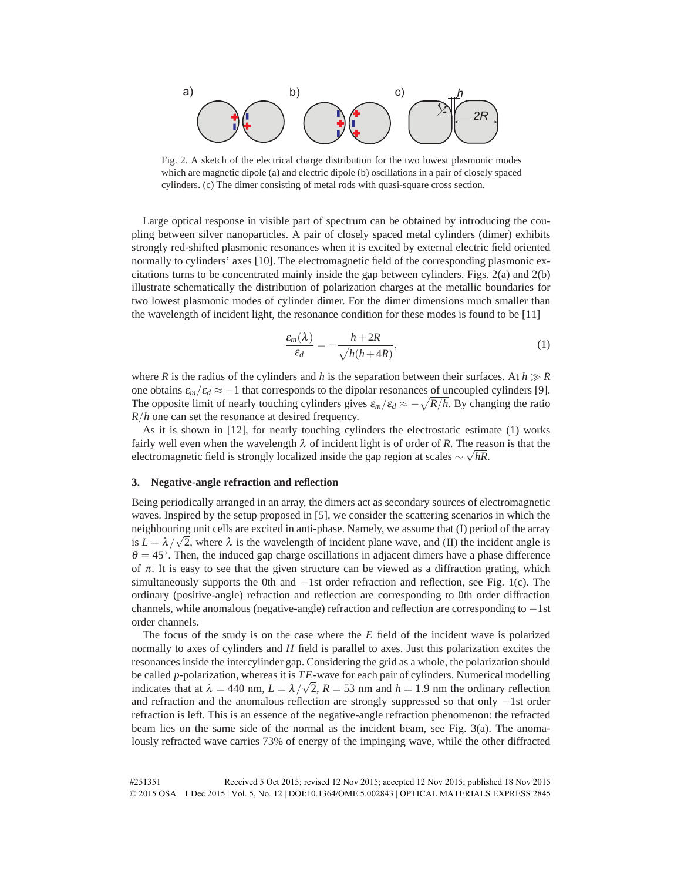Fig. 2. A sketch of the electrical charge distribution for the two lowest plasmonic modes which are magnetic dipole (a) and electric dipole (b) oscillations in a pair of closely spaced cylinders. (c) The dimer consisting of metal rods with quasi-square cross section.

Large optical response in visible part of spectrum can be obtained by introducing the coupling between silver nanoparticles. A pair of closely spaced metal cylinders (dimer) exhibits strongly red-shifted plasmonic resonances when it is excited by external electric field oriented normally to cylinders' axes [10]. The electromagnetic field of the corresponding plasmonic excitations turns to be concentrated mainly inside the gap between cylinders. Figs. 2(a) and 2(b) illustrate schematically the distribution of polarization charges at the metallic boundaries for two lowest plasmonic modes of cylinder dimer. For the dimer dimensions much smaller than the wavelength of incident light, the resonance condition for these modes is found to be [11]

$$\frac{\varepsilon_m(\lambda)}{\varepsilon_d} = -\frac{h+2R}{\sqrt{h(h+4R)}}, \tag{1}$$

where $R$ is the radius of the cylinders and $h$ is the separation between their surfaces. At $h \gg R$ one obtains $\varepsilon_m/\varepsilon_d \approx -1$ that corresponds to the dipolar resonances of uncoupled cylinders [9]. The opposite limit of nearly touching cylinders gives $\varepsilon_m/\varepsilon_d \approx -\sqrt{R/h}$. By changing the ratio $R/h$ one can set the resonance at desired frequency.

As it is shown in [12], for nearly touching cylinders the electrostatic estimate (1) works fairly well even when the wavelength $\lambda$ of incident light is of order of $R$. The reason is that the electromagnetic field is strongly localized inside the gap region at scales $\sim \sqrt{hR}$.

## 3. Negative-angle refraction and reflection

Being periodically arranged in an array, the dimers act as secondary sources of electromagnetic waves. Inspired by the setup proposed in [5], we consider the scattering scenarios in which the neighbouring unit cells are excited in anti-phase. Namely, we assume that (I) period of the array is $L = \lambda/\sqrt{2}$, where $\lambda$ is the wavelength of incident plane wave, and (II) the incident angle is $\theta = 45^\circ$. Then, the induced gap charge oscillations in adjacent dimers have a phase difference of $\pi$. It is easy to see that the given structure can be viewed as a diffraction grating, which simultaneously supports the 0th and $-1$st order refraction and reflection, see Fig. 1(c). The ordinary (positive-angle) refraction and reflection are corresponding to 0th order diffraction channels, while anomalous (negative-angle) refraction and reflection are corresponding to $-1$st order channels.

The focus of the study is on the case where the $E$ field of the incident wave is polarized normally to axes of cylinders and $H$ field is parallel to axes. Just this polarization excites the resonances inside the intercylinder gap. Considering the grid as a whole, the polarization should be called $p$-polarization, whereas it is $TE$-wave for each pair of cylinders. Numerical modelling indicates that at $\lambda = 440$ nm, $L = \lambda/\sqrt{2}$, $R = 53$ nm and $h = 1.9$ nm the ordinary reflection and refraction and the anomalous reflection are strongly suppressed so that only $-1$st order refraction is left. This is an essence of the negative-angle refraction phenomenon: the refracted beam lies on the same side of the normal as the incident beam, see Fig. 3(a). The anomalously refracted wave carries 73% of energy of the impinging wave, while the other diffracted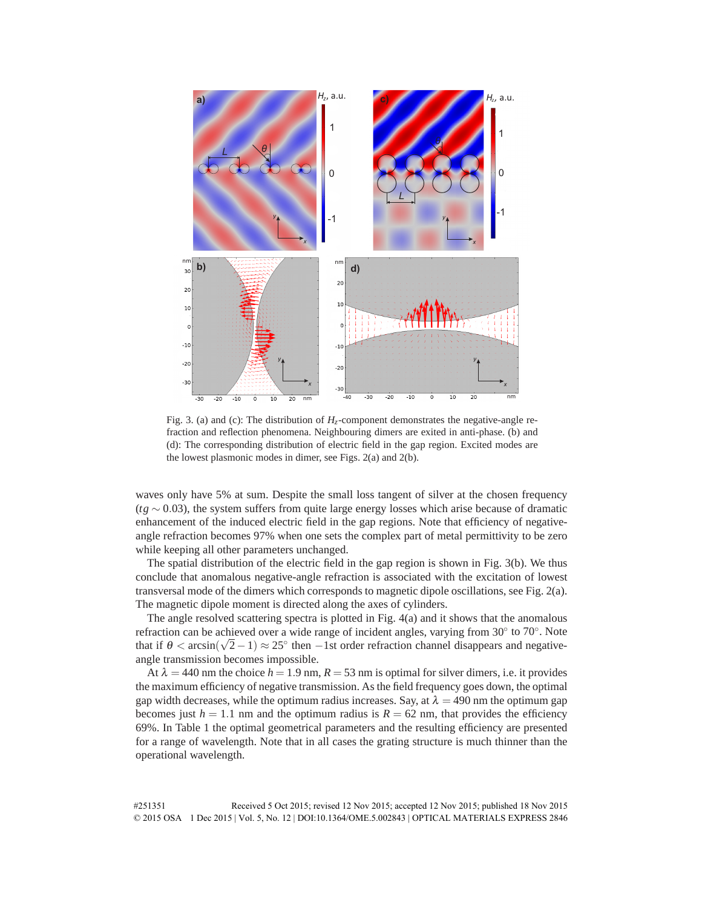Fig. 3. (a) and (c): The distribution of $H_z$-component demonstrates the negative-angle refraction and reflection phenomena. Neighbouring dimers are exited in anti-phase. (b) and (d): The corresponding distribution of electric field in the gap region. Excited modes are the lowest plasmonic modes in dimer, see Figs. 2(a) and 2(b).

waves only have 5% at sum. Despite the small loss tangent of silver at the chosen frequency ($tg \sim 0.03$), the system suffers from quite large energy losses which arise because of dramatic enhancement of the induced electric field in the gap regions. Note that efficiency of negative-angle refraction becomes 97% when one sets the complex part of metal permittivity to be zero while keeping all other parameters unchanged.

The spatial distribution of the electric field in the gap region is shown in Fig. 3(b). We thus conclude that anomalous negative-angle refraction is associated with the excitation of lowest transversal mode of the dimers which corresponds to magnetic dipole oscillations, see Fig. 2(a). The magnetic dipole moment is directed along the axes of cylinders.

The angle resolved scattering spectra is plotted in Fig. 4(a) and it shows that the anomalous refraction can be achieved over a wide range of incident angles, varying from 30° to 70°. Note that if $\theta < \arcsin(\sqrt{2}-1) \approx 25^\circ$ then $-1$st order refraction channel disappears and negative-angle transmission becomes impossible.

At $\lambda = 440$ nm the choice $h = 1.9$ nm, $R = 53$ nm is optimal for silver dimers, i.e. it provides the maximum efficiency of negative transmission. As the field frequency goes down, the optimal gap width decreases, while the optimum radius increases. Say, at $\lambda = 490$ nm the optimum gap becomes just $h = 1.1$ nm and the optimum radius is $R = 62$ nm, that provides the efficiency 69%. In Table 1 the optimal geometrical parameters and the resulting efficiency are presented for a range of wavelength. Note that in all cases the grating structure is much thinner than the operational wavelength.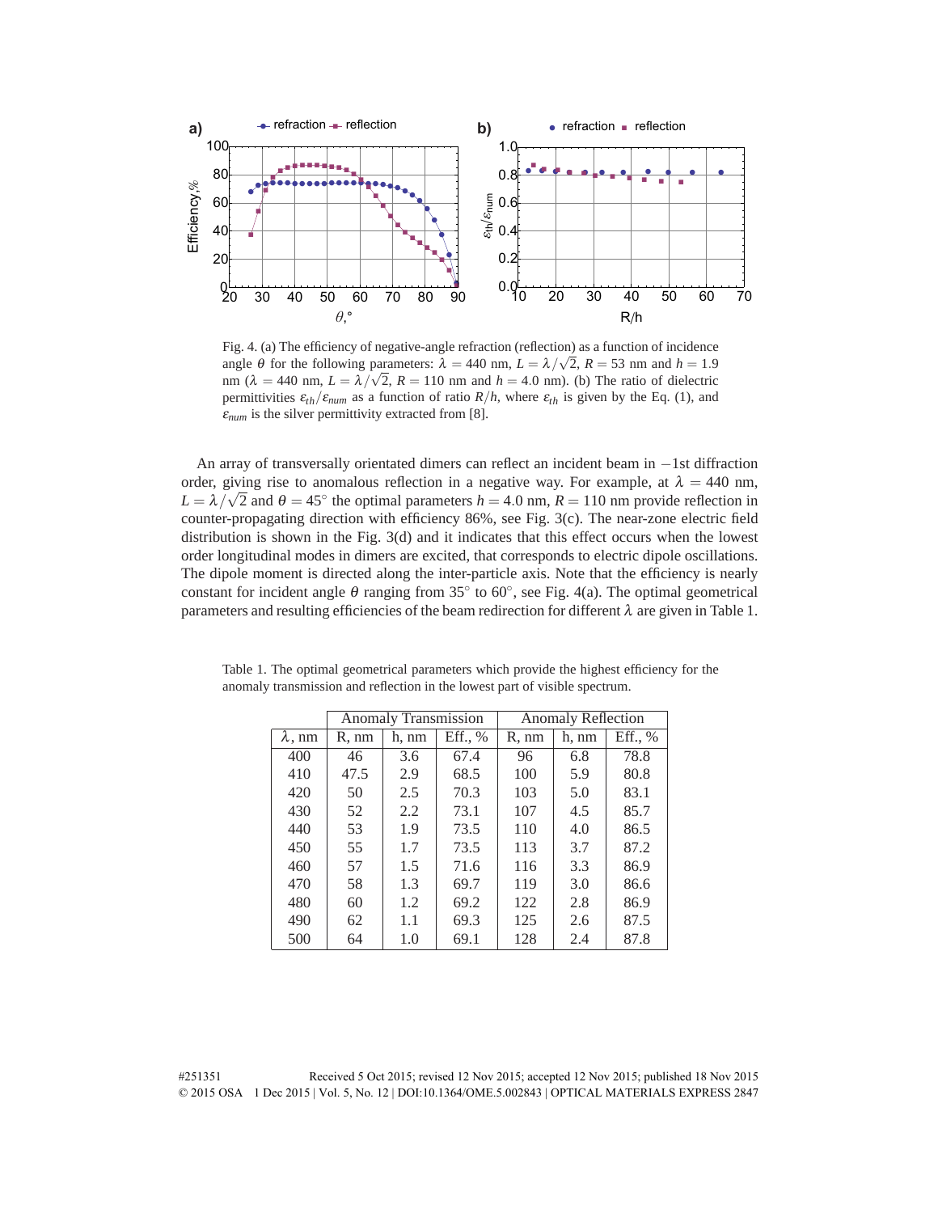Fig. 4. (a) The efficiency of negative-angle refraction (reflection) as a function of incidence angle $\theta$ for the following parameters: $\lambda = 440$ nm, $L = \lambda/\sqrt{2}$, $R = 53$ nm and $h = 1.9$ nm ($\lambda = 440$ nm, $L = \lambda/\sqrt{2}$, $R = 110$ nm and $h = 4.0$ nm). (b) The ratio of dielectric permittivities $\varepsilon_{th}/\varepsilon_{num}$ as a function of ratio $R/h$, where $\varepsilon_{th}$ is given by the Eq. (1), and $\varepsilon_{num}$ is the silver permittivity extracted from [8].

An array of transversally orientated dimers can reflect an incident beam in $-1$st diffraction order, giving rise to anomalous reflection in a negative way. For example, at $\lambda = 440$ nm, $L = \lambda/\sqrt{2}$ and $\theta = 45^\circ$ the optimal parameters $h = 4.0$ nm, $R = 110$ nm provide reflection in counter-propagating direction with efficiency 86%, see Fig. 3(c). The near-zone electric field distribution is shown in the Fig. 3(d) and it indicates that this effect occurs when the lowest order longitudinal modes in dimers are excited, that corresponds to electric dipole oscillations. The dipole moment is directed along the inter-particle axis. Note that the efficiency is nearly constant for incident angle $\theta$ ranging from $35^\circ$ to $60^\circ$, see Fig. 4(a). The optimal geometrical parameters and resulting efficiencies of the beam redirection for different $\lambda$ are given in Table 1.

Table 1. The optimal geometrical parameters which provide the highest efficiency for the anomaly transmission and reflection in the lowest part of visible spectrum.

| | Anomaly Transmission | | | Anomaly Reflection | | |
|---|---|---|---|---|---|---|
| $\lambda$, nm | R, nm | h, nm | Eff., % | R, nm | h, nm | Eff., % |
| 400 | 46 | 3.6 | 67.4 | 96 | 6.8 | 78.8 |
| 410 | 47.5 | 2.9 | 68.5 | 100 | 5.9 | 80.8 |
| 420 | 50 | 2.5 | 70.3 | 103 | 5.0 | 83.1 |
| 430 | 52 | 2.2 | 73.1 | 107 | 4.5 | 85.7 |
| 440 | 53 | 1.9 | 73.5 | 110 | 4.0 | 86.5 |
| 450 | 55 | 1.7 | 73.5 | 113 | 3.7 | 87.2 |
| 460 | 57 | 1.5 | 71.6 | 116 | 3.3 | 86.9 |
| 470 | 58 | 1.3 | 69.7 | 119 | 3.0 | 86.6 |
| 480 | 60 | 1.2 | 69.2 | 122 | 2.8 | 86.9 |
| 490 | 62 | 1.1 | 69.3 | 125 | 2.6 | 87.5 |
| 500 | 64 | 1.0 | 69.1 | 128 | 2.4 | 87.8 |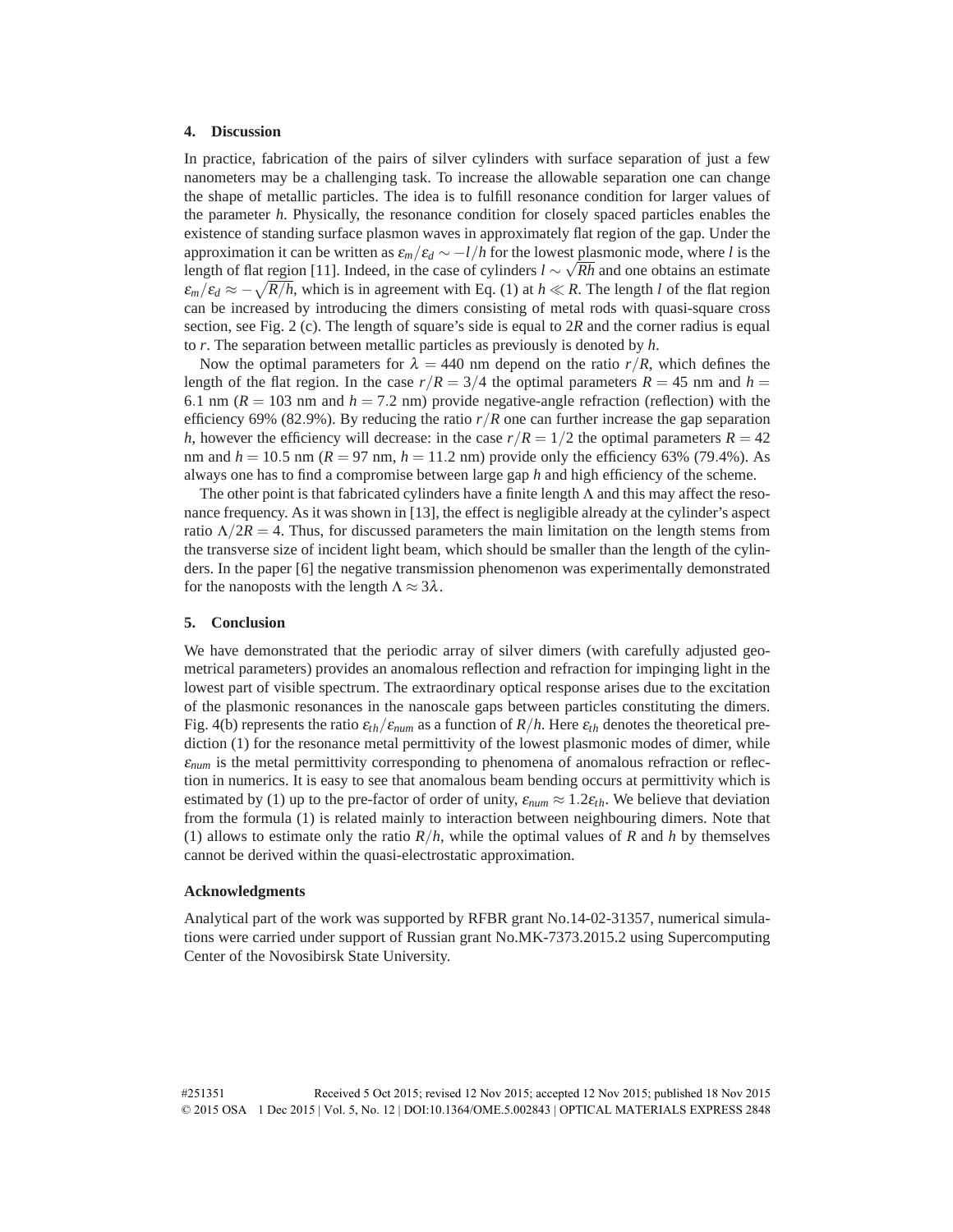## 4. Discussion

In practice, fabrication of the pairs of silver cylinders with surface separation of just a few nanometers may be a challenging task. To increase the allowable separation one can change the shape of metallic particles. The idea is to fulfill resonance condition for larger values of the parameter $h$. Physically, the resonance condition for closely spaced particles enables the existence of standing surface plasmon waves in approximately flat region of the gap. Under the approximation it can be written as $\varepsilon_m/\varepsilon_d \sim -l/h$ for the lowest plasmonic mode, where $l$ is the length of flat region [11]. Indeed, in the case of cylinders $l \sim \sqrt{Rh}$ and one obtains an estimate $\varepsilon_m/\varepsilon_d \approx -\sqrt{R/h}$, which is in agreement with Eq. (1) at $h \ll R$. The length $l$ of the flat region can be increased by introducing the dimers consisting of metal rods with quasi-square cross section, see Fig. 2 (c). The length of square's side is equal to $2R$ and the corner radius is equal to $r$. The separation between metallic particles as previously is denoted by $h$.

Now the optimal parameters for $\lambda = 440$ nm depend on the ratio $r/R$, which defines the length of the flat region. In the case $r/R = 3/4$ the optimal parameters $R = 45$ nm and $h = 6.1$ nm ($R = 103$ nm and $h = 7.2$ nm) provide negative-angle refraction (reflection) with the efficiency 69% (82.9%). By reducing the ratio $r/R$ one can further increase the gap separation $h$, however the efficiency will decrease: in the case $r/R = 1/2$ the optimal parameters $R = 42$ nm and $h = 10.5$ nm ($R = 97$ nm, $h = 11.2$ nm) provide only the efficiency 63% (79.4%). As always one has to find a compromise between large gap $h$ and high efficiency of the scheme.

The other point is that fabricated cylinders have a finite length $\Lambda$ and this may affect the resonance frequency. As it was shown in [13], the effect is negligible already at the cylinder's aspect ratio $\Lambda/2R = 4$. Thus, for discussed parameters the main limitation on the length stems from the transverse size of incident light beam, which should be smaller than the length of the cylinders. In the paper [6] the negative transmission phenomenon was experimentally demonstrated for the nanoposts with the length $\Lambda \approx 3\lambda$.

## 5. Conclusion

We have demonstrated that the periodic array of silver dimers (with carefully adjusted geometrical parameters) provides an anomalous reflection and refraction for impinging light in the lowest part of visible spectrum. The extraordinary optical response arises due to the excitation of the plasmonic resonances in the nanoscale gaps between particles constituting the dimers. Fig. 4(b) represents the ratio $\varepsilon_{th}/\varepsilon_{num}$ as a function of $R/h$. Here $\varepsilon_{th}$ denotes the theoretical prediction (1) for the resonance metal permittivity of the lowest plasmonic modes of dimer, while $\varepsilon_{num}$ is the metal permittivity corresponding to phenomena of anomalous refraction or reflection in numerics. It is easy to see that anomalous beam bending occurs at permittivity which is estimated by (1) up to the pre-factor of order of unity, $\varepsilon_{num} \approx 1.2\varepsilon_{th}$. We believe that deviation from the formula (1) is related mainly to interaction between neighbouring dimers. Note that (1) allows to estimate only the ratio $R/h$, while the optimal values of $R$ and $h$ by themselves cannot be derived within the quasi-electrostatic approximation.

### Acknowledgments

Analytical part of the work was supported by RFBR grant No.14-02-31357, numerical simulations were carried under support of Russian grant No.MK-7373.2015.2 using Supercomputing Center of the Novosibirsk State University.

#251351 Received 5 Oct 2015; revised 12 Nov 2015; accepted 12 Nov 2015; published 18 Nov 2015